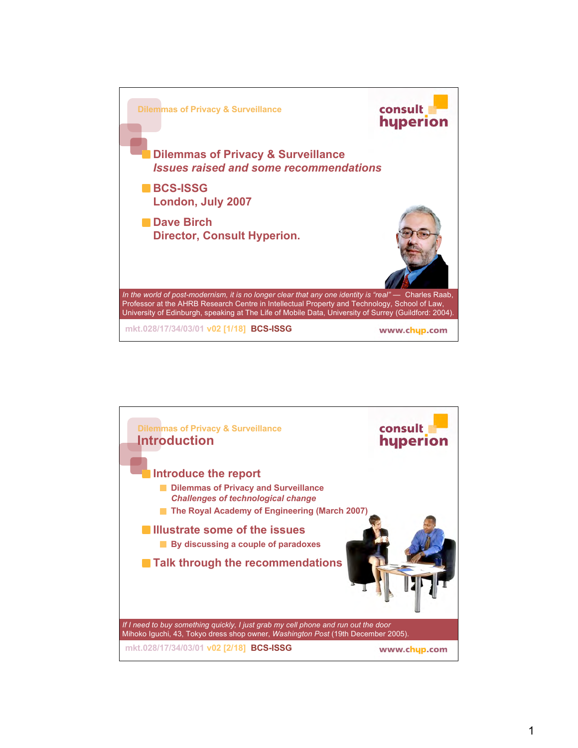## Dilemmas of Privacy & Surveillance

- **Dilemmas of Privacy & Surveillance**
  ***Issues raised and some recommendations***
- **BCS-ISSG**
  **London, July 2007**
- **Dave Birch**
  **Director, Consult Hyperion.**

*In the world of post-modernism, it is no longer clear that any one identity is "real"* — Charles Raab, Professor at the AHRB Research Centre in Intellectual Property and Technology, School of Law, University of Edinburgh, speaking at The Life of Mobile Data, University of Surrey (Guildford: 2004).

mkt.028/17/34/03/01 v02 [1/18] BCS-ISSG

## Dilemmas of Privacy & Surveillance — Introduction

- **Introduce the report**
  - **Dilemmas of Privacy and Surveillance**
    ***Challenges of technological change***
  - **The Royal Academy of Engineering (March 2007)**
- **Illustrate some of the issues**
  - **By discussing a couple of paradoxes**
- **Talk through the recommendations**

*If I need to buy something quickly, I just grab my cell phone and run out the door*
Mihoko Iguchi, 43, Tokyo dress shop owner, *Washington Post* (19th December 2005).

mkt.028/17/34/03/01 v02 [2/18] BCS-ISSG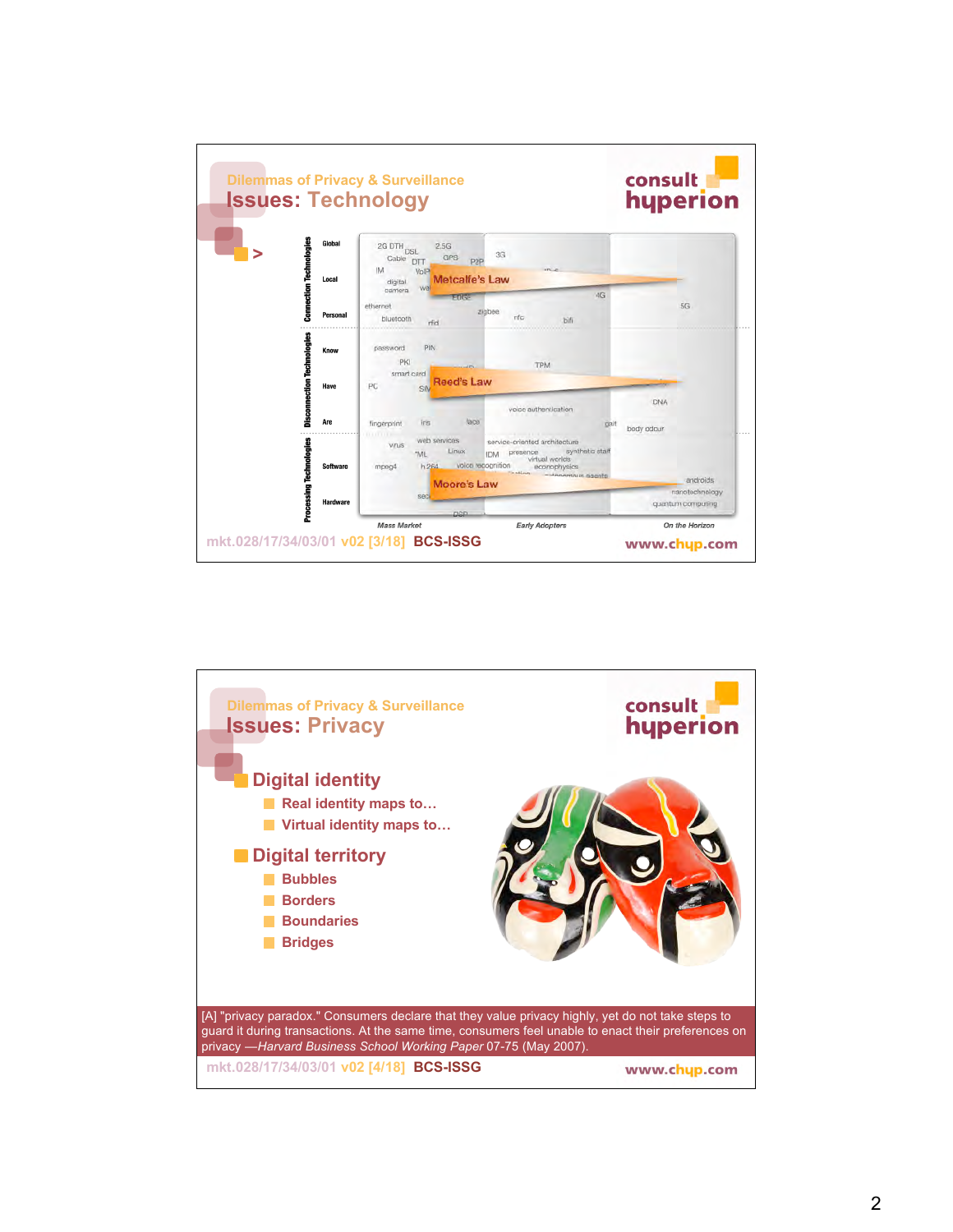## Dilemmas of Privacy & Surveillance

# Issues: Technology

consult hyperion

>

| | | Mass Market | Early Adopters | On the Horizon |
|---|---|---|---|---|
| Connection Technologies | Global | 2G DTH, DSL, Cable, DTT, 2.5G, GPS, P2P | 3G | |
| | Local | IM, VoIP, digital camera, EDGE | Metcalfe's Law, 4G | 5G |
| | Personal | ethernet, bluetooth, rfid | zigbee, nfc, bifi | |
| Disconnection Technologies | Know | password, PIN, PKI | | |
| | Have | smart card, PC, SIM | Reed's Law, TPM | DNA |
| | Are | fingerprint, iris, face | voice authentication, gait | body odour |
| Processing Technologies | Software | web services, virus, XML, Linux, mpeg4, h.264 | service-oriented architecture, IDM, presence, synthetic staff, virtual worlds, voice recognition, econophysics | |
| | Hardware | DSP | Moore's Law | androids, nanotechnology, quantum computing |

mkt.028/17/34/03/01 v02 [3/18] BCS-ISSG

www.chyp.com

## Dilemmas of Privacy & Surveillance

# Issues: Privacy

consult hyperion

- Digital identity
  - Real identity maps to…
  - Virtual identity maps to…
- Digital territory
  - Bubbles
  - Borders
  - Boundaries
  - Bridges

[A] "privacy paradox." Consumers declare that they value privacy highly, yet do not take steps to guard it during transactions. At the same time, consumers feel unable to enact their preferences on privacy —*Harvard Business School Working Paper* 07-75 (May 2007).

mkt.028/17/34/03/01 v02 [4/18] BCS-ISSG

www.chyp.com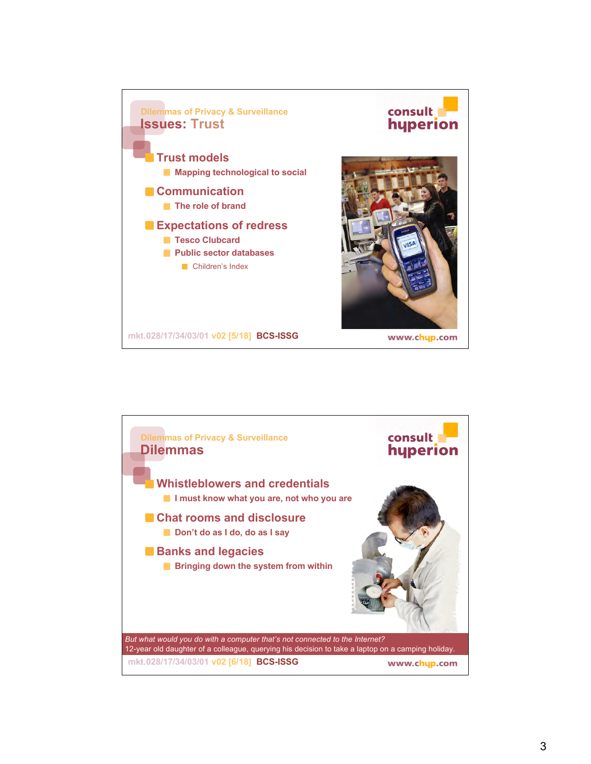## Dilemmas of Privacy & Surveillance

# Issues: Trust

- **Trust models**
  - **Mapping technological to social**
- **Communication**
  - **The role of brand**
- **Expectations of redress**
  - **Tesco Clubcard**
  - **Public sector databases**
    - Children's Index

mkt.028/17/34/03/01 v02 [5/18] **BCS-ISSG**

## Dilemmas of Privacy & Surveillance

# Dilemmas

- **Whistleblowers and credentials**
  - **I must know what you are, not who you are**
- **Chat rooms and disclosure**
  - **Don't do as I do, do as I say**
- **Banks and legacies**
  - **Bringing down the system from within**

*But what would you do with a computer that's not connected to the Internet?*
12-year old daughter of a colleague, querying his decision to take a laptop on a camping holiday.

mkt.028/17/34/03/01 v02 [6/18] **BCS-ISSG**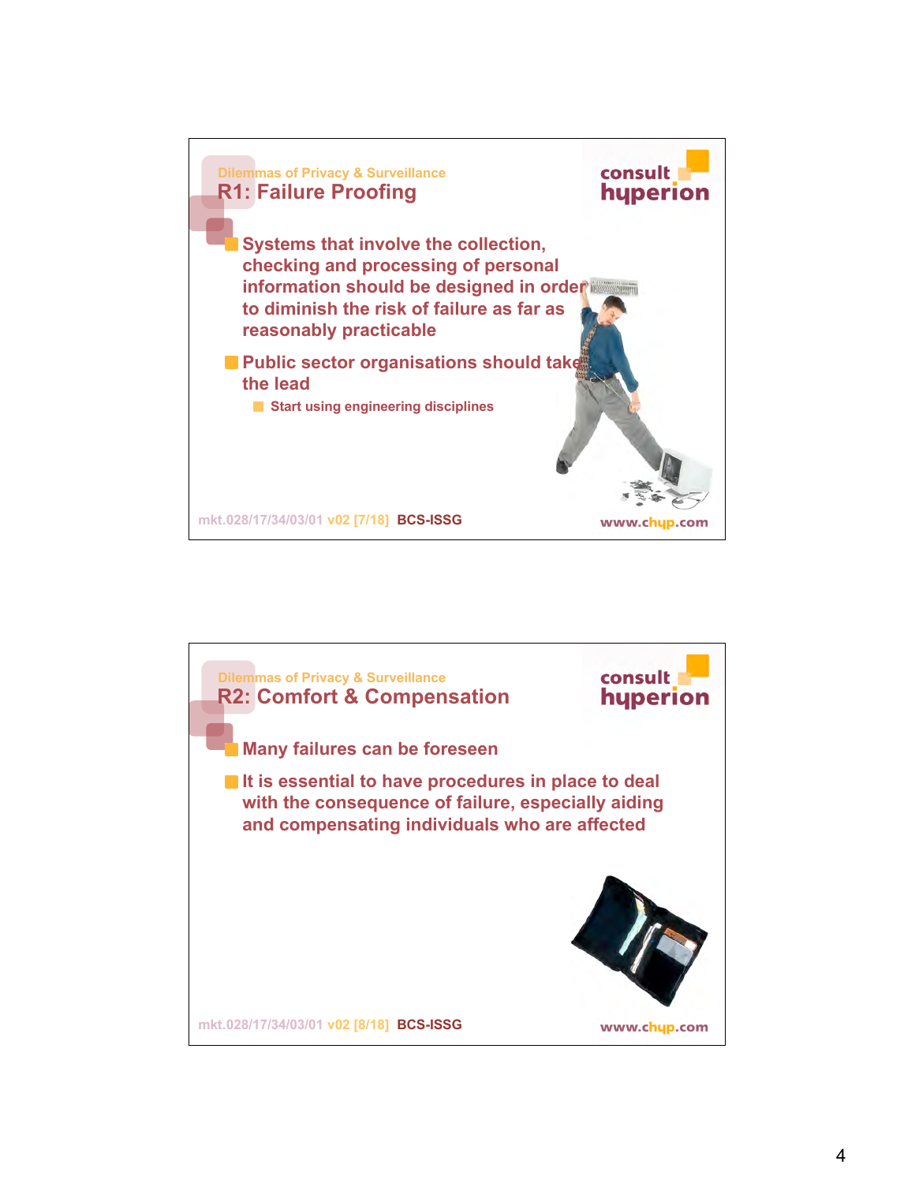Dilemmas of Privacy & Surveillance

## R1: Failure Proofing

- Systems that involve the collection, checking and processing of personal information should be designed in order to diminish the risk of failure as far as reasonably practicable
- Public sector organisations should take the lead
  - Start using engineering disciplines

mkt.028/17/34/03/01 v02 [7/18] BCS-ISSG

www.chyp.com

---

Dilemmas of Privacy & Surveillance

## R2: Comfort & Compensation

- Many failures can be foreseen
- It is essential to have procedures in place to deal with the consequence of failure, especially aiding and compensating individuals who are affected

mkt.028/17/34/03/01 v02 [8/18] BCS-ISSG

www.chyp.com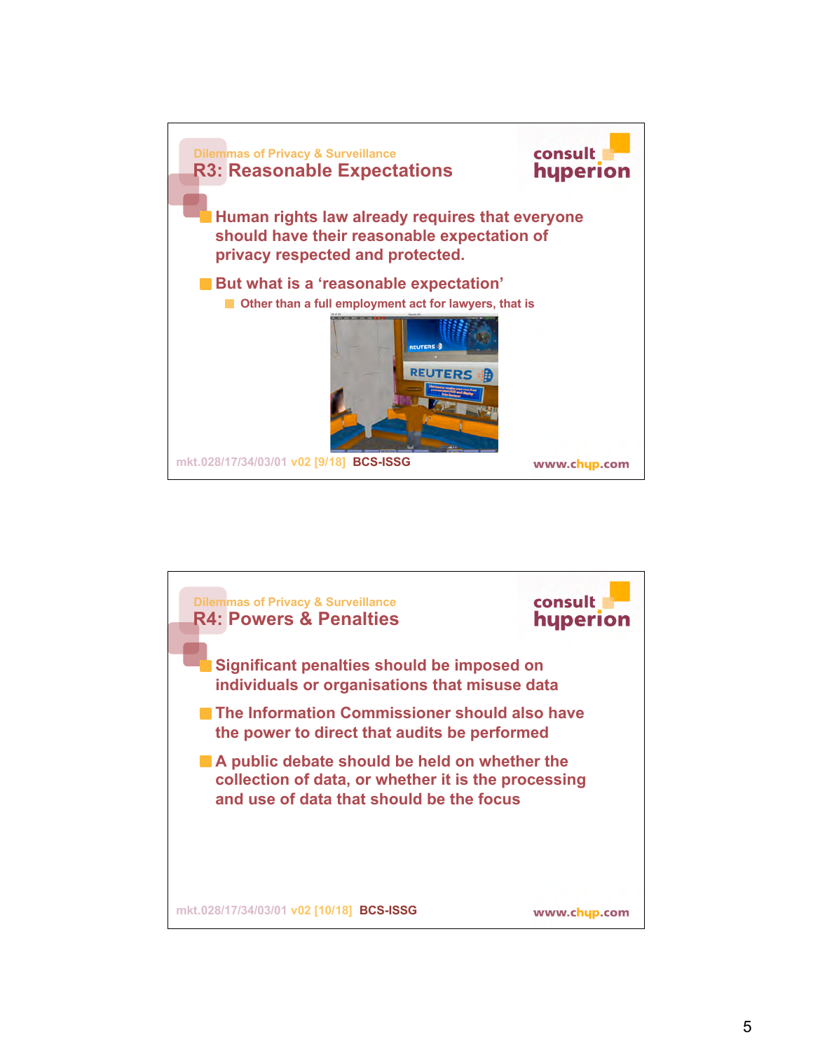Dilemmas of Privacy & Surveillance

## R3: Reasonable Expectations

- Human rights law already requires that everyone should have their reasonable expectation of privacy respected and protected.
- But what is a ‘reasonable expectation’
  - Other than a full employment act for lawyers, that is

mkt.028/17/34/03/01 v02 [9/18] BCS-ISSG

www.chyp.com

Dilemmas of Privacy & Surveillance

## R4: Powers & Penalties

- Significant penalties should be imposed on individuals or organisations that misuse data
- The Information Commissioner should also have the power to direct that audits be performed
- A public debate should be held on whether the collection of data, or whether it is the processing and use of data that should be the focus

mkt.028/17/34/03/01 v02 [10/18] BCS-ISSG

www.chyp.com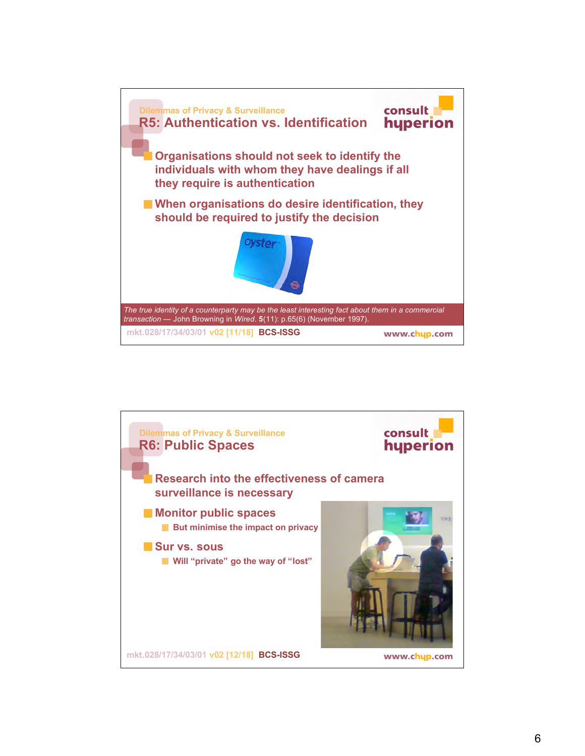Dilemmas of Privacy & Surveillance

## R5: Authentication vs. Identification

- Organisations should not seek to identify the individuals with whom they have dealings if all they require is authentication
- When organisations do desire identification, they should be required to justify the decision

*The true identity of a counterparty may be the least interesting fact about them in a commercial transaction* — John Browning in *Wired*. **5**(11): p.65(6) (November 1997).

mkt.028/17/34/03/01 v02 [11/18] **BCS-ISSG**

Dilemmas of Privacy & Surveillance

## R6: Public Spaces

- Research into the effectiveness of camera surveillance is necessary
- Monitor public spaces
  - But minimise the impact on privacy
- Sur vs. sous
  - Will "private" go the way of "lost"

mkt.028/17/34/03/01 v02 [12/18] **BCS-ISSG**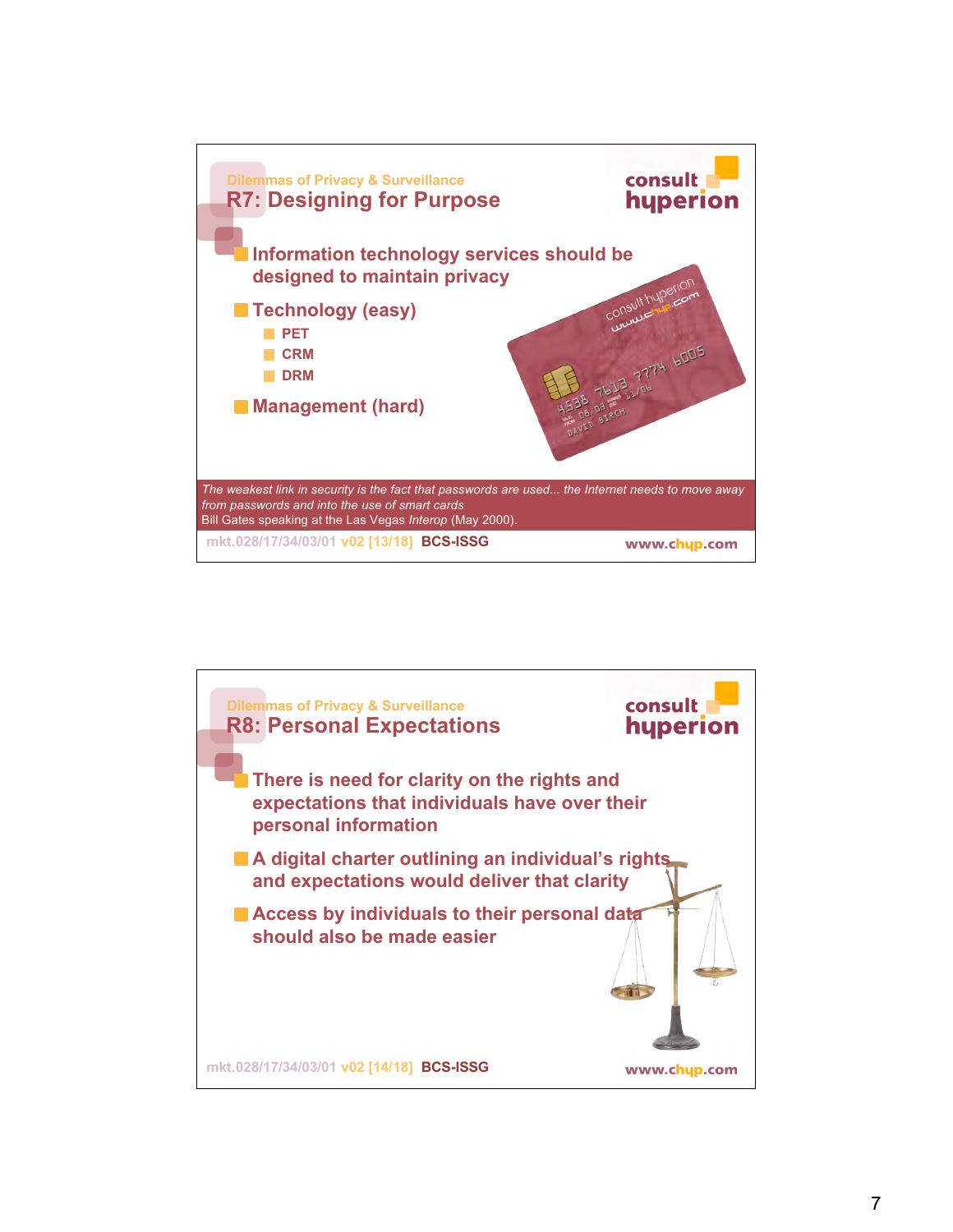Dilemmas of Privacy & Surveillance

## R7: Designing for Purpose

- **Information technology services should be designed to maintain privacy**
- **Technology (easy)**
  - **PET**
  - **CRM**
  - **DRM**
- **Management (hard)**

*The weakest link in security is the fact that passwords are used... the Internet needs to move away from passwords and into the use of smart cards*
Bill Gates speaking at the Las Vegas *Interop* (May 2000).

mkt.028/17/34/03/01 v02 [13/18] **BCS-ISSG**

Dilemmas of Privacy & Surveillance

## R8: Personal Expectations

- **There is need for clarity on the rights and expectations that individuals have over their personal information**
- **A digital charter outlining an individual's rights and expectations would deliver that clarity**
- **Access by individuals to their personal data should also be made easier**

mkt.028/17/34/03/01 v02 [14/18] **BCS-ISSG**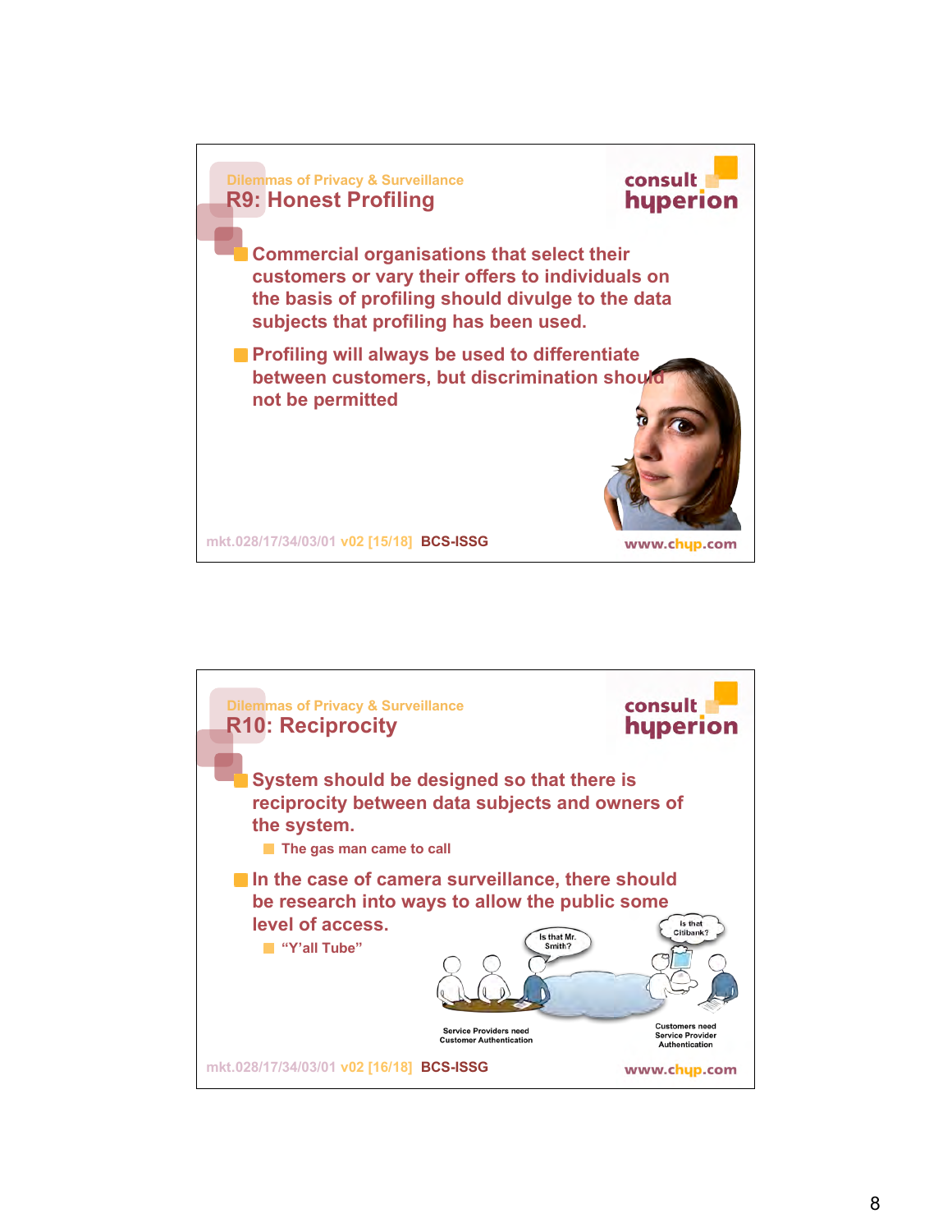Dilemmas of Privacy & Surveillance

## R9: Honest Profiling

- Commercial organisations that select their customers or vary their offers to individuals on the basis of profiling should divulge to the data subjects that profiling has been used.
- Profiling will always be used to differentiate between customers, but discrimination should not be permitted

mkt.028/17/34/03/01 v02 [15/18] BCS-ISSG

Dilemmas of Privacy & Surveillance

## R10: Reciprocity

- System should be designed so that there is reciprocity between data subjects and owners of the system.
  - The gas man came to call
- In the case of camera surveillance, there should be research into ways to allow the public some level of access.
  - "Y'all Tube"

mkt.028/17/34/03/01 v02 [16/18] BCS-ISSG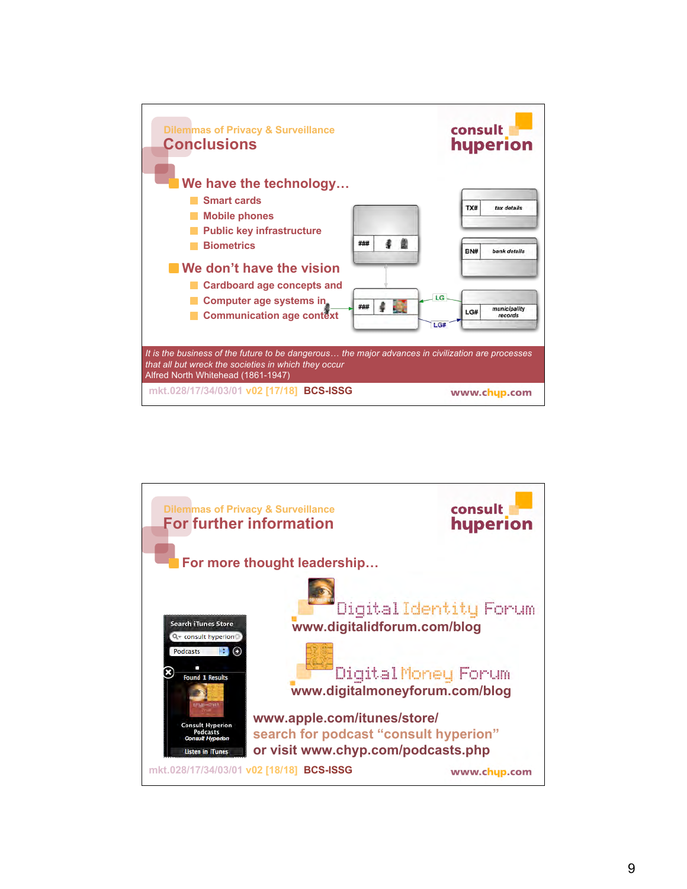## Dilemmas of Privacy & Surveillance

# Conclusions

- We have the technology…
  - Smart cards
  - Mobile phones
  - Public key infrastructure
  - Biometrics
- We don't have the vision
  - Cardboard age concepts and
  - Computer age systems in
  - Communication age context

TX# tax details

BN# bank details

LG# municipality records

###

LG

LG#

*It is the business of the future to be dangerous… the major advances in civilization are processes that all but wreck the societies in which they occur*
Alfred North Whitehead (1861-1947)

mkt.028/17/34/03/01 v02 [17/18] BCS-ISSG www.chyp.com

## Dilemmas of Privacy & Surveillance

# For further information

- For more thought leadership…

Digital Identity Forum
www.digitalidforum.com/blog

Digital Money Forum
www.digitalmoneyforum.com/blog

Search iTunes Store
consult hyperion
Podcasts
Found 1 Results
Consult Hyperion Podcasts
Consult Hyperion
Listen in iTunes

www.apple.com/itunes/store/
search for podcast "consult hyperion"
or visit www.chyp.com/podcasts.php

mkt.028/17/34/03/01 v02 [18/18] BCS-ISSG www.chyp.com